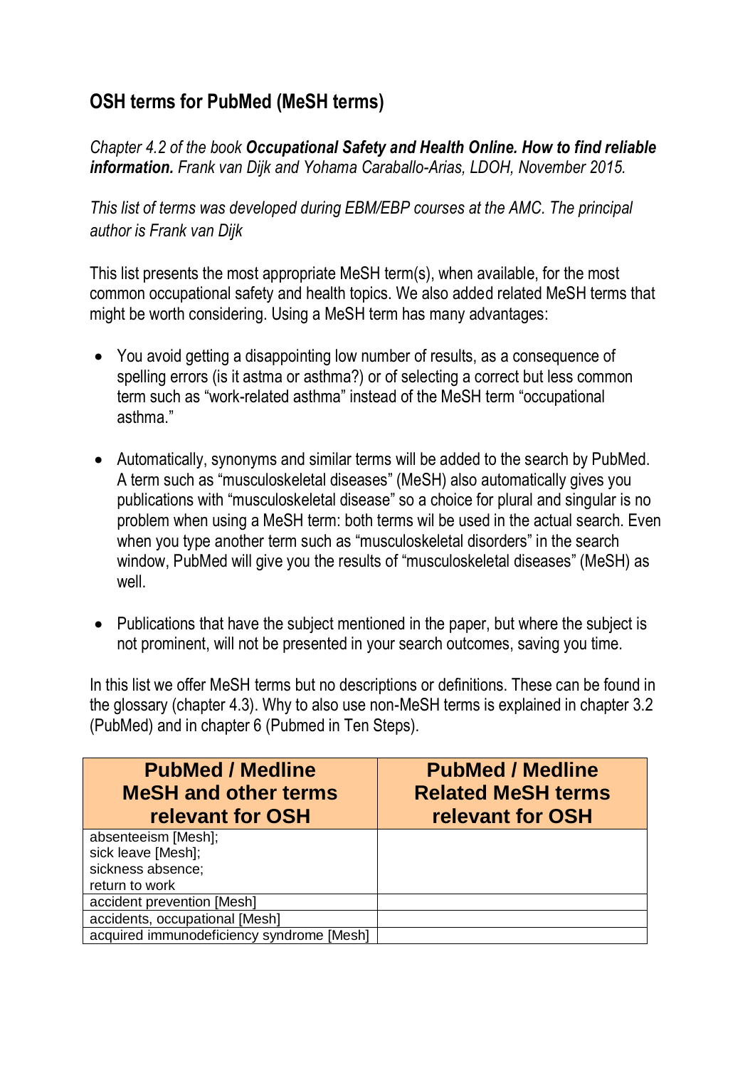## OSH terms for PubMed (MeSH terms)

*Chapter 4.2 of the book* ***Occupational Safety and Health Online. How to find reliable information.*** *Frank van Dijk and Yohama Caraballo-Arias, LDOH, November 2015.*

*This list of terms was developed during EBM/EBP courses at the AMC. The principal author is Frank van Dijk*

This list presents the most appropriate MeSH term(s), when available, for the most common occupational safety and health topics. We also added related MeSH terms that might be worth considering. Using a MeSH term has many advantages:

- You avoid getting a disappointing low number of results, as a consequence of spelling errors (is it astma or asthma?) or of selecting a correct but less common term such as "work-related asthma" instead of the MeSH term "occupational asthma."
- Automatically, synonyms and similar terms will be added to the search by PubMed. A term such as "musculoskeletal diseases" (MeSH) also automatically gives you publications with "musculoskeletal disease" so a choice for plural and singular is no problem when using a MeSH term: both terms wil be used in the actual search. Even when you type another term such as "musculoskeletal disorders" in the search window, PubMed will give you the results of "musculoskeletal diseases" (MeSH) as well.
- Publications that have the subject mentioned in the paper, but where the subject is not prominent, will not be presented in your search outcomes, saving you time.

In this list we offer MeSH terms but no descriptions or definitions. These can be found in the glossary (chapter 4.3). Why to also use non-MeSH terms is explained in chapter 3.2 (PubMed) and in chapter 6 (Pubmed in Ten Steps).

| PubMed / Medline MeSH and other terms relevant for OSH | PubMed / Medline Related MeSH terms relevant for OSH |
| --- | --- |
| absenteeism [Mesh];<br>sick leave [Mesh];<br>sickness absence;<br>return to work | |
| accident prevention [Mesh] | |
| accidents, occupational [Mesh] | |
| acquired immunodeficiency syndrome [Mesh] | |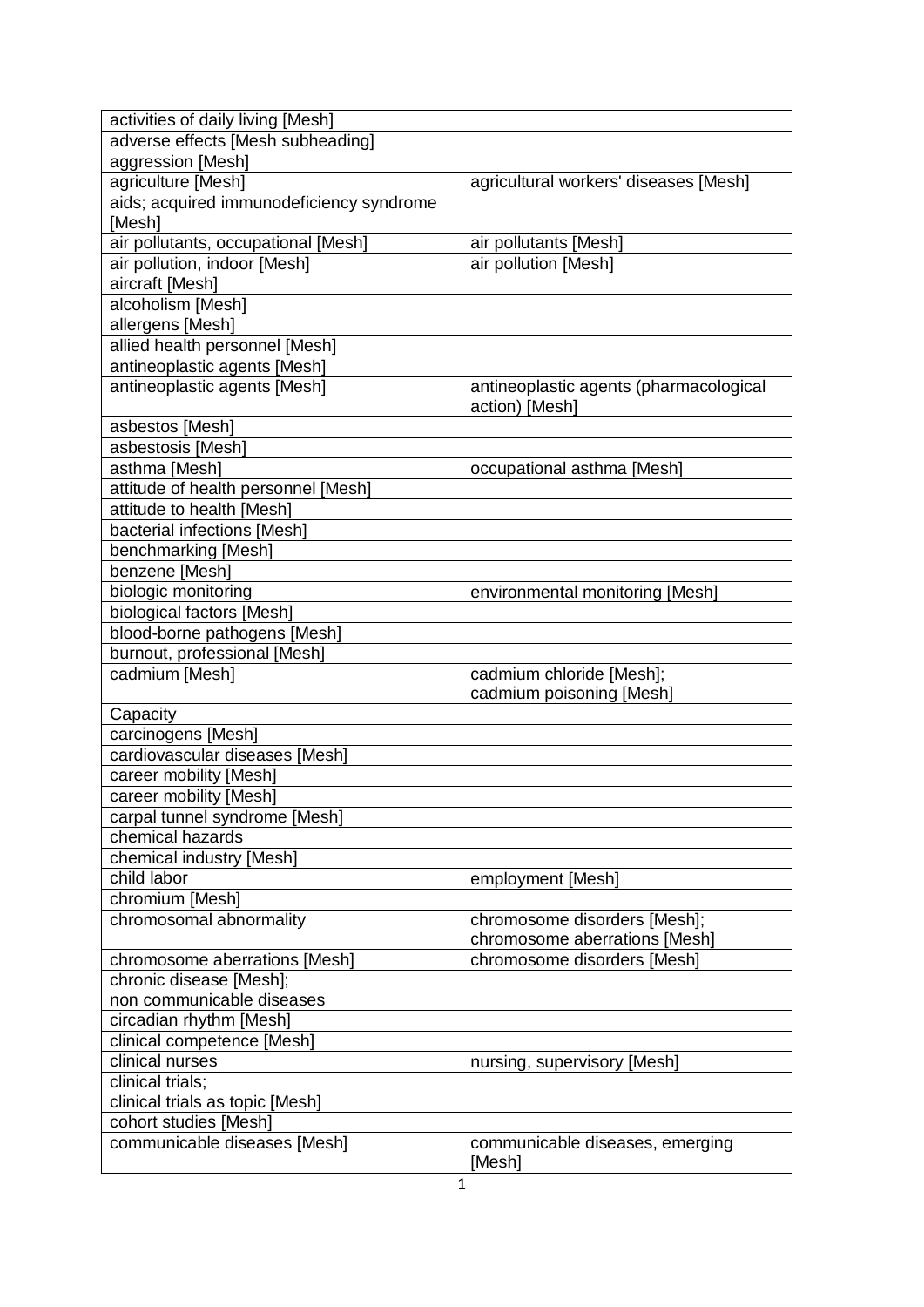| | |
|---|---|
| activities of daily living [Mesh] | |
| adverse effects [Mesh subheading] | |
| aggression [Mesh] | |
| agriculture [Mesh] | agricultural workers' diseases [Mesh] |
| aids; acquired immunodeficiency syndrome [Mesh] | |
| air pollutants, occupational [Mesh] | air pollutants [Mesh] |
| air pollution, indoor [Mesh] | air pollution [Mesh] |
| aircraft [Mesh] | |
| alcoholism [Mesh] | |
| allergens [Mesh] | |
| allied health personnel [Mesh] | |
| antineoplastic agents [Mesh] | |
| antineoplastic agents [Mesh] | antineoplastic agents (pharmacological action) [Mesh] |
| asbestos [Mesh] | |
| asbestosis [Mesh] | |
| asthma [Mesh] | occupational asthma [Mesh] |
| attitude of health personnel [Mesh] | |
| attitude to health [Mesh] | |
| bacterial infections [Mesh] | |
| benchmarking [Mesh] | |
| benzene [Mesh] | |
| biologic monitoring | environmental monitoring [Mesh] |
| biological factors [Mesh] | |
| blood-borne pathogens [Mesh] | |
| burnout, professional [Mesh] | |
| cadmium [Mesh] | cadmium chloride [Mesh]; cadmium poisoning [Mesh] |
| Capacity | |
| carcinogens [Mesh] | |
| cardiovascular diseases [Mesh] | |
| career mobility [Mesh] | |
| career mobility [Mesh] | |
| carpal tunnel syndrome [Mesh] | |
| chemical hazards | |
| chemical industry [Mesh] | |
| child labor | employment [Mesh] |
| chromium [Mesh] | |
| chromosomal abnormality | chromosome disorders [Mesh]; chromosome aberrations [Mesh] |
| chromosome aberrations [Mesh] | chromosome disorders [Mesh] |
| chronic disease [Mesh]; non communicable diseases | |
| circadian rhythm [Mesh] | |
| clinical competence [Mesh] | |
| clinical nurses | nursing, supervisory [Mesh] |
| clinical trials; clinical trials as topic [Mesh] | |
| cohort studies [Mesh] | |
| communicable diseases [Mesh] | communicable diseases, emerging [Mesh] |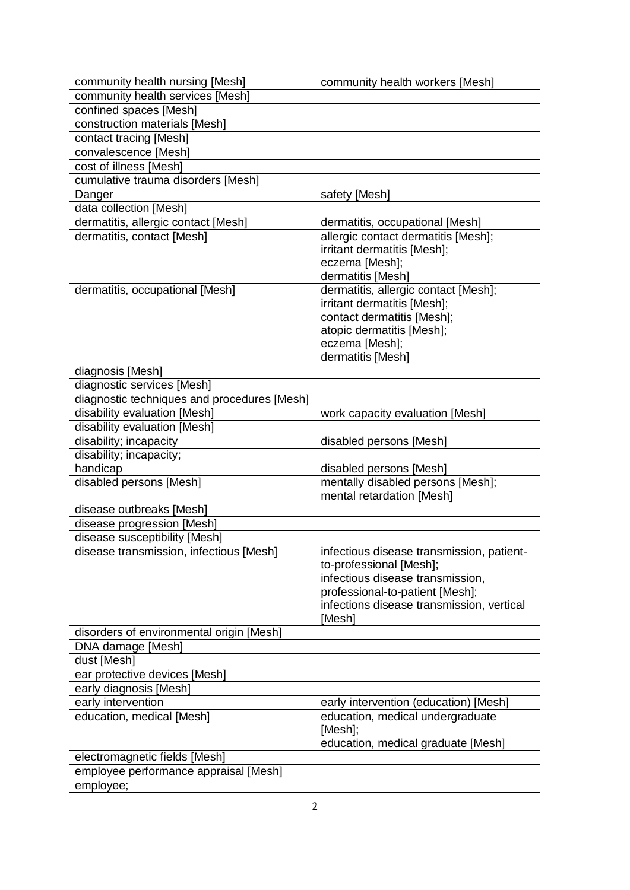| community health nursing [Mesh] | community health workers [Mesh] |
|---|---|
| community health services [Mesh] | |
| confined spaces [Mesh] | |
| construction materials [Mesh] | |
| contact tracing [Mesh] | |
| convalescence [Mesh] | |
| cost of illness [Mesh] | |
| cumulative trauma disorders [Mesh] | |
| Danger | safety [Mesh] |
| data collection [Mesh] | |
| dermatitis, allergic contact [Mesh] | dermatitis, occupational [Mesh] |
| dermatitis, contact [Mesh] | allergic contact dermatitis [Mesh];<br>irritant dermatitis [Mesh];<br>eczema [Mesh];<br>dermatitis [Mesh] |
| dermatitis, occupational [Mesh] | dermatitis, allergic contact [Mesh];<br>irritant dermatitis [Mesh];<br>contact dermatitis [Mesh];<br>atopic dermatitis [Mesh];<br>eczema [Mesh];<br>dermatitis [Mesh] |
| diagnosis [Mesh] | |
| diagnostic services [Mesh] | |
| diagnostic techniques and procedures [Mesh] | |
| disability evaluation [Mesh] | work capacity evaluation [Mesh] |
| disability evaluation [Mesh] | |
| disability; incapacity | disabled persons [Mesh] |
| disability; incapacity;<br>handicap | disabled persons [Mesh] |
| disabled persons [Mesh] | mentally disabled persons [Mesh];<br>mental retardation [Mesh] |
| disease outbreaks [Mesh] | |
| disease progression [Mesh] | |
| disease susceptibility [Mesh] | |
| disease transmission, infectious [Mesh] | infectious disease transmission, patient-to-professional [Mesh];<br>infectious disease transmission, professional-to-patient [Mesh];<br>infections disease transmission, vertical [Mesh] |
| disorders of environmental origin [Mesh] | |
| DNA damage [Mesh] | |
| dust [Mesh] | |
| ear protective devices [Mesh] | |
| early diagnosis [Mesh] | |
| early intervention | early intervention (education) [Mesh] |
| education, medical [Mesh] | education, medical undergraduate [Mesh];<br>education, medical graduate [Mesh] |
| electromagnetic fields [Mesh] | |
| employee performance appraisal [Mesh] | |
| employee; | |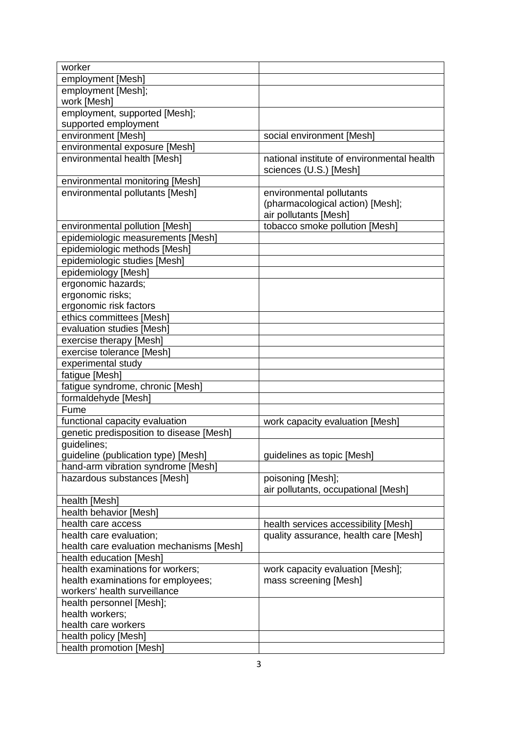| worker | |
|---|---|
| employment [Mesh] | |
| employment [Mesh];<br>work [Mesh] | |
| employment, supported [Mesh];<br>supported employment | |
| environment [Mesh] | social environment [Mesh] |
| environmental exposure [Mesh] | |
| environmental health [Mesh] | national institute of environmental health sciences (U.S.) [Mesh] |
| environmental monitoring [Mesh] | |
| environmental pollutants [Mesh] | environmental pollutants (pharmacological action) [Mesh];<br>air pollutants [Mesh] |
| environmental pollution [Mesh] | tobacco smoke pollution [Mesh] |
| epidemiologic measurements [Mesh] | |
| epidemiologic methods [Mesh] | |
| epidemiologic studies [Mesh] | |
| epidemiology [Mesh] | |
| ergonomic hazards;<br>ergonomic risks;<br>ergonomic risk factors | |
| ethics committees [Mesh] | |
| evaluation studies [Mesh] | |
| exercise therapy [Mesh] | |
| exercise tolerance [Mesh] | |
| experimental study | |
| fatigue [Mesh] | |
| fatigue syndrome, chronic [Mesh] | |
| formaldehyde [Mesh] | |
| Fume | |
| functional capacity evaluation | work capacity evaluation [Mesh] |
| genetic predisposition to disease [Mesh] | |
| guidelines;<br>guideline (publication type) [Mesh] | guidelines as topic [Mesh] |
| hand-arm vibration syndrome [Mesh] | |
| hazardous substances [Mesh] | poisoning [Mesh];<br>air pollutants, occupational [Mesh] |
| health [Mesh] | |
| health behavior [Mesh] | |
| health care access | health services accessibility [Mesh] |
| health care evaluation;<br>health care evaluation mechanisms [Mesh] | quality assurance, health care [Mesh] |
| health education [Mesh] | |
| health examinations for workers;<br>health examinations for employees;<br>workers' health surveillance | work capacity evaluation [Mesh];<br>mass screening [Mesh] |
| health personnel [Mesh];<br>health workers;<br>health care workers | |
| health policy [Mesh] | |
| health promotion [Mesh] | |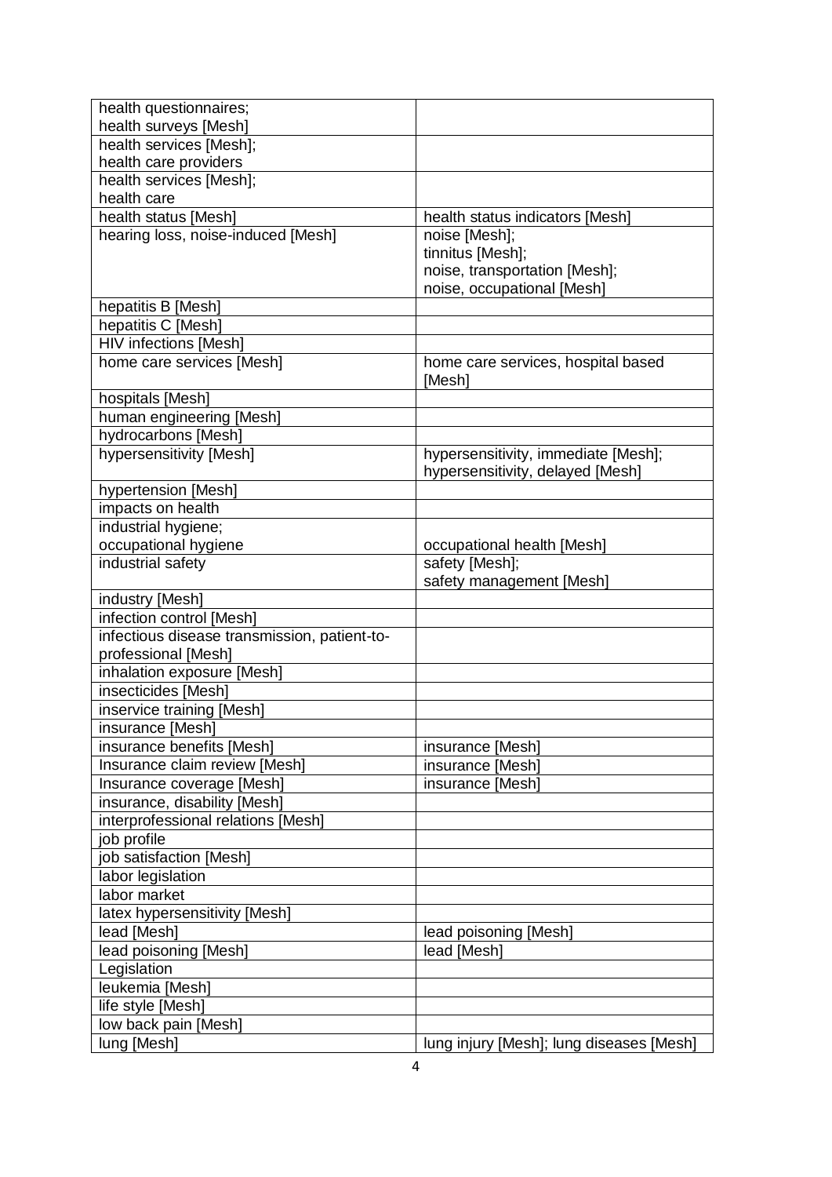| | |
|---|---|
| health questionnaires; health surveys [Mesh] | |
| health services [Mesh]; health care providers | |
| health services [Mesh]; health care | |
| health status [Mesh] | health status indicators [Mesh] |
| hearing loss, noise-induced [Mesh] | noise [Mesh]; tinnitus [Mesh]; noise, transportation [Mesh]; noise, occupational [Mesh] |
| hepatitis B [Mesh] | |
| hepatitis C [Mesh] | |
| HIV infections [Mesh] | |
| home care services [Mesh] | home care services, hospital based [Mesh] |
| hospitals [Mesh] | |
| human engineering [Mesh] | |
| hydrocarbons [Mesh] | |
| hypersensitivity [Mesh] | hypersensitivity, immediate [Mesh]; hypersensitivity, delayed [Mesh] |
| hypertension [Mesh] | |
| impacts on health | |
| industrial hygiene; occupational hygiene | occupational health [Mesh] |
| industrial safety | safety [Mesh]; safety management [Mesh] |
| industry [Mesh] | |
| infection control [Mesh] | |
| infectious disease transmission, patient-to-professional [Mesh] | |
| inhalation exposure [Mesh] | |
| insecticides [Mesh] | |
| inservice training [Mesh] | |
| insurance [Mesh] | |
| insurance benefits [Mesh] | insurance [Mesh] |
| Insurance claim review [Mesh] | insurance [Mesh] |
| Insurance coverage [Mesh] | insurance [Mesh] |
| insurance, disability [Mesh] | |
| interprofessional relations [Mesh] | |
| job profile | |
| job satisfaction [Mesh] | |
| labor legislation | |
| labor market | |
| latex hypersensitivity [Mesh] | |
| lead [Mesh] | lead poisoning [Mesh] |
| lead poisoning [Mesh] | lead [Mesh] |
| Legislation | |
| leukemia [Mesh] | |
| life style [Mesh] | |
| low back pain [Mesh] | |
| lung [Mesh] | lung injury [Mesh]; lung diseases [Mesh] |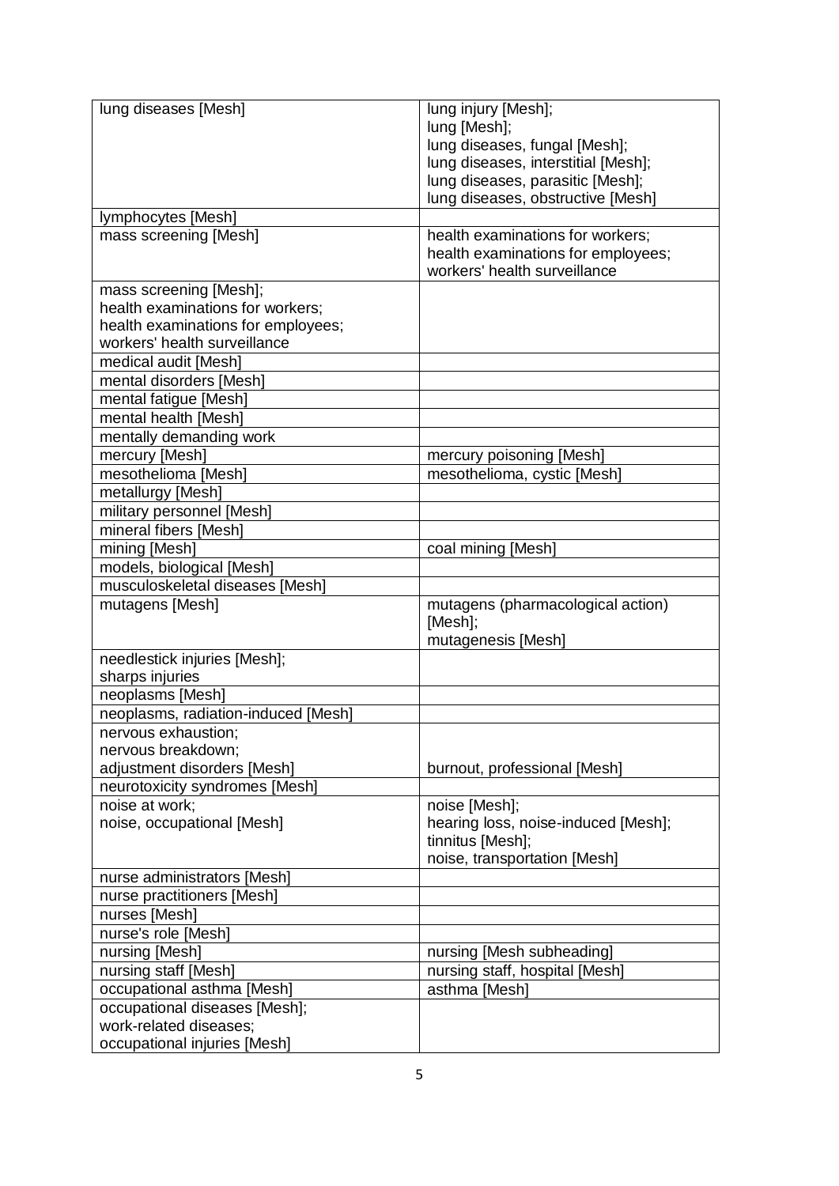| | |
|---|---|
| lung diseases [Mesh] | lung injury [Mesh];<br>lung [Mesh];<br>lung diseases, fungal [Mesh];<br>lung diseases, interstitial [Mesh];<br>lung diseases, parasitic [Mesh];<br>lung diseases, obstructive [Mesh] |
| lymphocytes [Mesh] | |
| mass screening [Mesh] | health examinations for workers;<br>health examinations for employees;<br>workers' health surveillance |
| mass screening [Mesh];<br>health examinations for workers;<br>health examinations for employees;<br>workers' health surveillance | |
| medical audit [Mesh] | |
| mental disorders [Mesh] | |
| mental fatigue [Mesh] | |
| mental health [Mesh] | |
| mentally demanding work | |
| mercury [Mesh] | mercury poisoning [Mesh] |
| mesothelioma [Mesh] | mesothelioma, cystic [Mesh] |
| metallurgy [Mesh] | |
| military personnel [Mesh] | |
| mineral fibers [Mesh] | |
| mining [Mesh] | coal mining [Mesh] |
| models, biological [Mesh] | |
| musculoskeletal diseases [Mesh] | |
| mutagens [Mesh] | mutagens (pharmacological action) [Mesh];<br>mutagenesis [Mesh] |
| needlestick injuries [Mesh];<br>sharps injuries | |
| neoplasms [Mesh] | |
| neoplasms, radiation-induced [Mesh] | |
| nervous exhaustion;<br>nervous breakdown;<br>adjustment disorders [Mesh] | burnout, professional [Mesh] |
| neurotoxicity syndromes [Mesh] | |
| noise at work;<br>noise, occupational [Mesh] | noise [Mesh];<br>hearing loss, noise-induced [Mesh];<br>tinnitus [Mesh];<br>noise, transportation [Mesh] |
| nurse administrators [Mesh] | |
| nurse practitioners [Mesh] | |
| nurses [Mesh] | |
| nurse's role [Mesh] | |
| nursing [Mesh] | nursing [Mesh subheading] |
| nursing staff [Mesh] | nursing staff, hospital [Mesh] |
| occupational asthma [Mesh] | asthma [Mesh] |
| occupational diseases [Mesh];<br>work-related diseases;<br>occupational injuries [Mesh] | |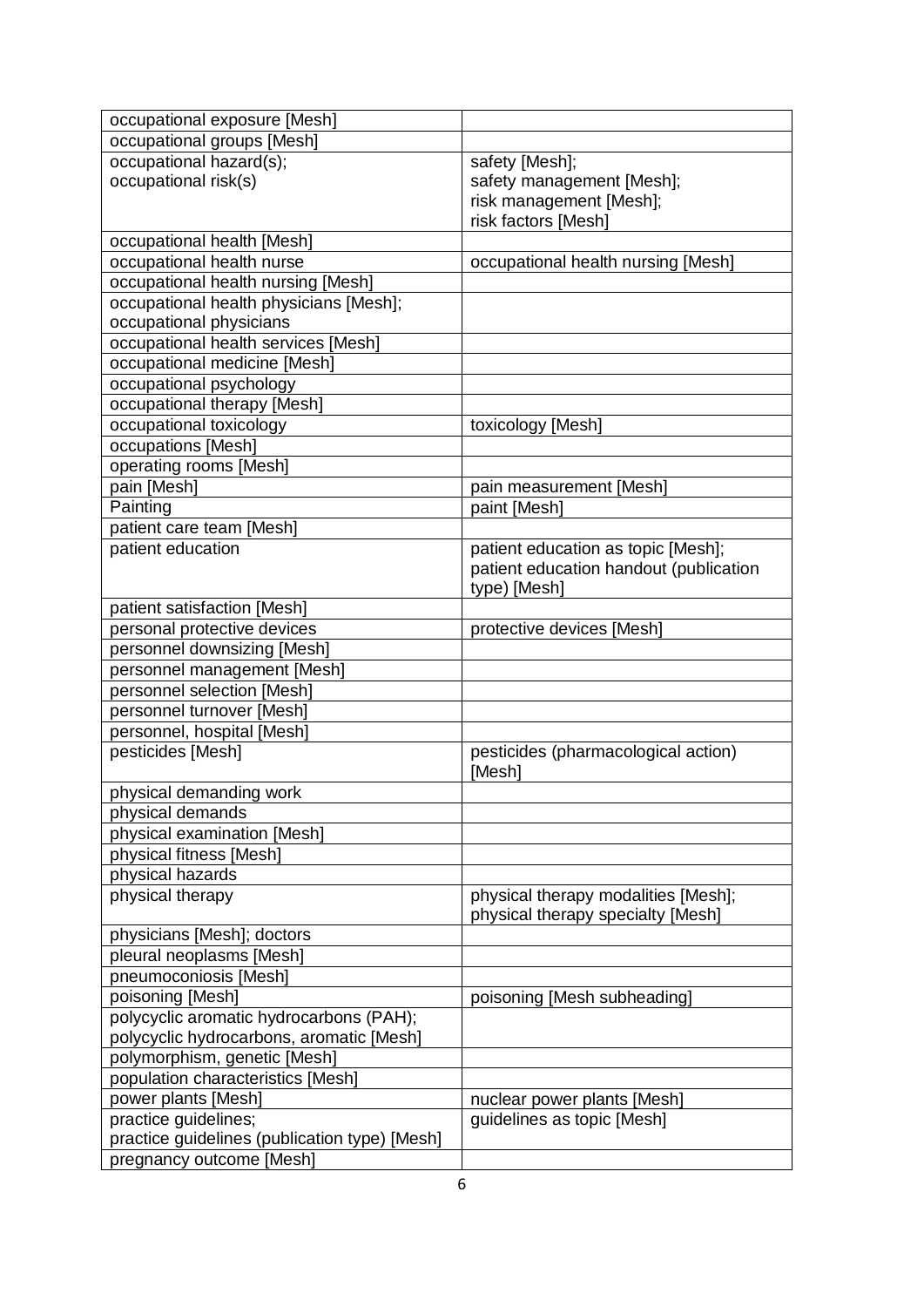| | |
|---|---|
| occupational exposure [Mesh] | |
| occupational groups [Mesh] | |
| occupational hazard(s); occupational risk(s) | safety [Mesh]; safety management [Mesh]; risk management [Mesh]; risk factors [Mesh] |
| occupational health [Mesh] | |
| occupational health nurse | occupational health nursing [Mesh] |
| occupational health nursing [Mesh] | |
| occupational health physicians [Mesh]; occupational physicians | |
| occupational health services [Mesh] | |
| occupational medicine [Mesh] | |
| occupational psychology | |
| occupational therapy [Mesh] | |
| occupational toxicology | toxicology [Mesh] |
| occupations [Mesh] | |
| operating rooms [Mesh] | |
| pain [Mesh] | pain measurement [Mesh] |
| Painting | paint [Mesh] |
| patient care team [Mesh] | |
| patient education | patient education as topic [Mesh]; patient education handout (publication type) [Mesh] |
| patient satisfaction [Mesh] | |
| personal protective devices | protective devices [Mesh] |
| personnel downsizing [Mesh] | |
| personnel management [Mesh] | |
| personnel selection [Mesh] | |
| personnel turnover [Mesh] | |
| personnel, hospital [Mesh] | |
| pesticides [Mesh] | pesticides (pharmacological action) [Mesh] |
| physical demanding work | |
| physical demands | |
| physical examination [Mesh] | |
| physical fitness [Mesh] | |
| physical hazards | |
| physical therapy | physical therapy modalities [Mesh]; physical therapy specialty [Mesh] |
| physicians [Mesh]; doctors | |
| pleural neoplasms [Mesh] | |
| pneumoconiosis [Mesh] | |
| poisoning [Mesh] | poisoning [Mesh subheading] |
| polycyclic aromatic hydrocarbons (PAH); polycyclic hydrocarbons, aromatic [Mesh] | |
| polymorphism, genetic [Mesh] | |
| population characteristics [Mesh] | |
| power plants [Mesh] | nuclear power plants [Mesh] |
| practice guidelines; practice guidelines (publication type) [Mesh] | guidelines as topic [Mesh] |
| pregnancy outcome [Mesh] | |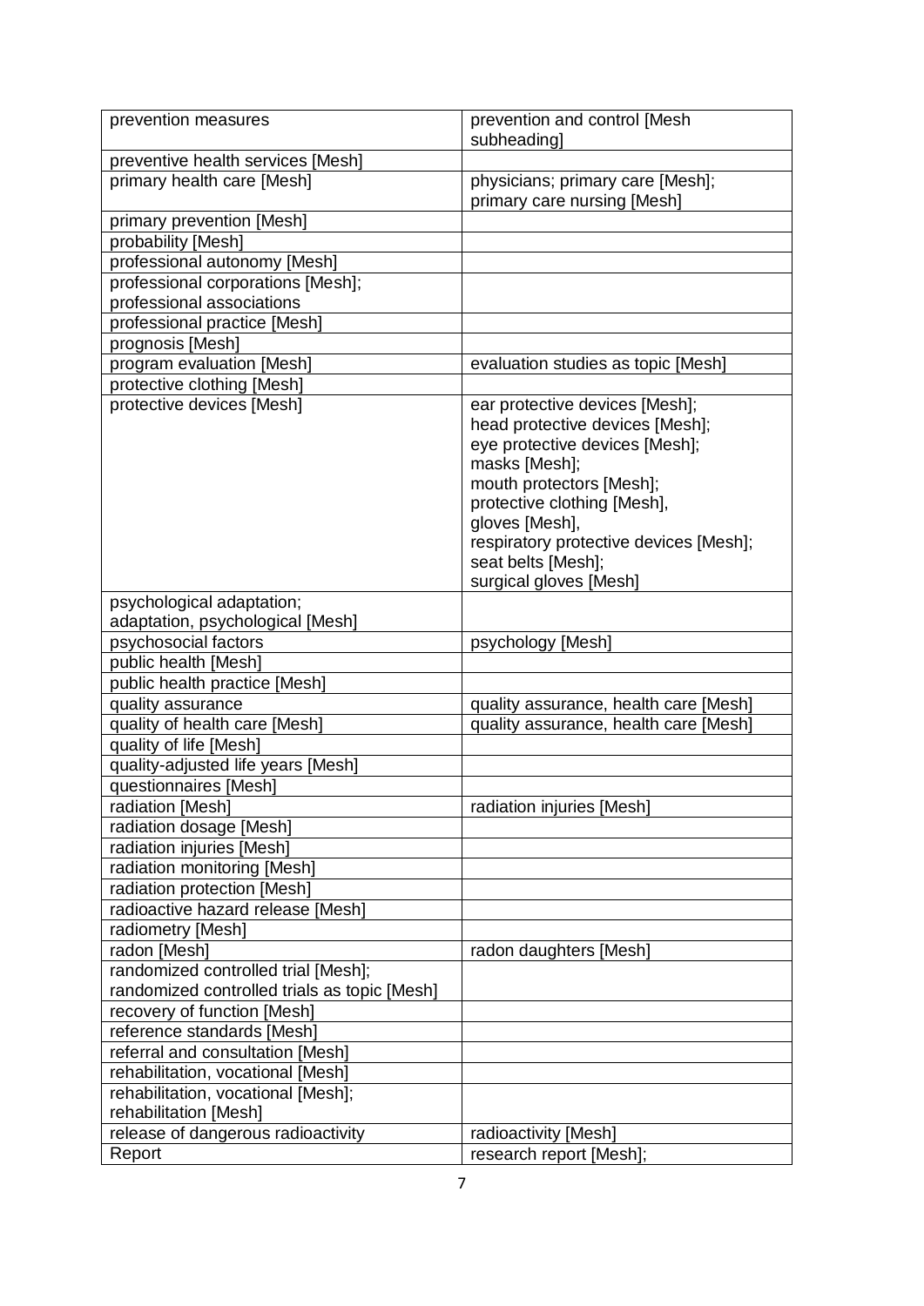| | |
|---|---|
| prevention measures | prevention and control [Mesh subheading] |
| preventive health services [Mesh] | |
| primary health care [Mesh] | physicians; primary care [Mesh]; primary care nursing [Mesh] |
| primary prevention [Mesh] | |
| probability [Mesh] | |
| professional autonomy [Mesh] | |
| professional corporations [Mesh]; professional associations | |
| professional practice [Mesh] | |
| prognosis [Mesh] | |
| program evaluation [Mesh] | evaluation studies as topic [Mesh] |
| protective clothing [Mesh] | |
| protective devices [Mesh] | ear protective devices [Mesh]; head protective devices [Mesh]; eye protective devices [Mesh]; masks [Mesh]; mouth protectors [Mesh]; protective clothing [Mesh], gloves [Mesh], respiratory protective devices [Mesh]; seat belts [Mesh]; surgical gloves [Mesh] |
| psychological adaptation; adaptation, psychological [Mesh] | |
| psychosocial factors | psychology [Mesh] |
| public health [Mesh] | |
| public health practice [Mesh] | |
| quality assurance | quality assurance, health care [Mesh] |
| quality of health care [Mesh] | quality assurance, health care [Mesh] |
| quality of life [Mesh] | |
| quality-adjusted life years [Mesh] | |
| questionnaires [Mesh] | |
| radiation [Mesh] | radiation injuries [Mesh] |
| radiation dosage [Mesh] | |
| radiation injuries [Mesh] | |
| radiation monitoring [Mesh] | |
| radiation protection [Mesh] | |
| radioactive hazard release [Mesh] | |
| radiometry [Mesh] | |
| radon [Mesh] | radon daughters [Mesh] |
| randomized controlled trial [Mesh]; randomized controlled trials as topic [Mesh] | |
| recovery of function [Mesh] | |
| reference standards [Mesh] | |
| referral and consultation [Mesh] | |
| rehabilitation, vocational [Mesh] | |
| rehabilitation, vocational [Mesh]; rehabilitation [Mesh] | |
| release of dangerous radioactivity | radioactivity [Mesh] |
| Report | research report [Mesh]; |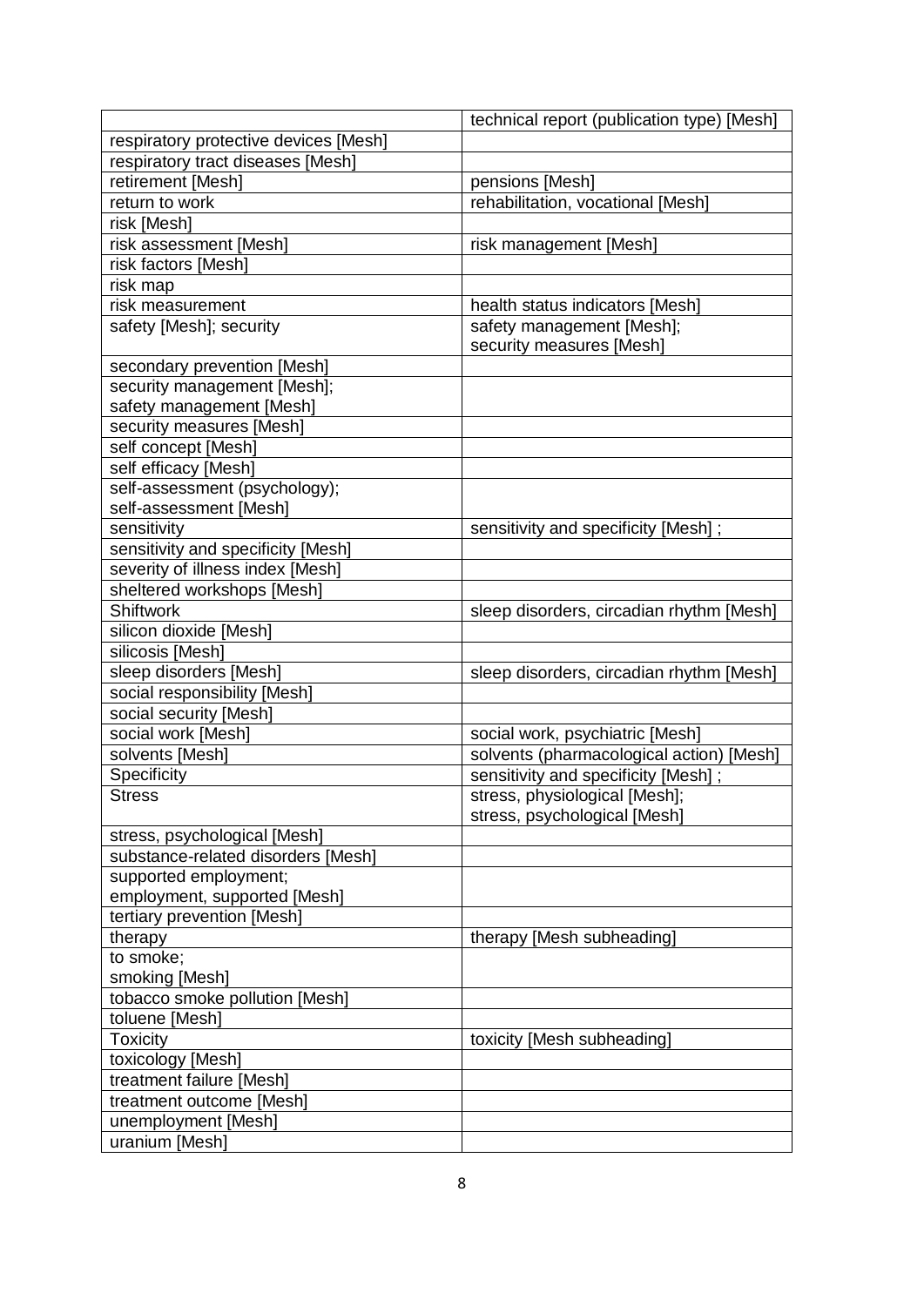| | technical report (publication type) [Mesh] |
|---|---|
| respiratory protective devices [Mesh] | |
| respiratory tract diseases [Mesh] | |
| retirement [Mesh] | pensions [Mesh] |
| return to work | rehabilitation, vocational [Mesh] |
| risk [Mesh] | |
| risk assessment [Mesh] | risk management [Mesh] |
| risk factors [Mesh] | |
| risk map | |
| risk measurement | health status indicators [Mesh] |
| safety [Mesh]; security | safety management [Mesh]; security measures [Mesh] |
| secondary prevention [Mesh] | |
| security management [Mesh]; safety management [Mesh] | |
| security measures [Mesh] | |
| self concept [Mesh] | |
| self efficacy [Mesh] | |
| self-assessment (psychology); self-assessment [Mesh] | |
| sensitivity | sensitivity and specificity [Mesh] ; |
| sensitivity and specificity [Mesh] | |
| severity of illness index [Mesh] | |
| sheltered workshops [Mesh] | |
| Shiftwork | sleep disorders, circadian rhythm [Mesh] |
| silicon dioxide [Mesh] | |
| silicosis [Mesh] | |
| sleep disorders [Mesh] | sleep disorders, circadian rhythm [Mesh] |
| social responsibility [Mesh] | |
| social security [Mesh] | |
| social work [Mesh] | social work, psychiatric [Mesh] |
| solvents [Mesh] | solvents (pharmacological action) [Mesh] |
| Specificity | sensitivity and specificity [Mesh] ; |
| Stress | stress, physiological [Mesh]; stress, psychological [Mesh] |
| stress, psychological [Mesh] | |
| substance-related disorders [Mesh] | |
| supported employment; employment, supported [Mesh] | |
| tertiary prevention [Mesh] | |
| therapy | therapy [Mesh subheading] |
| to smoke; smoking [Mesh] | |
| tobacco smoke pollution [Mesh] | |
| toluene [Mesh] | |
| Toxicity | toxicity [Mesh subheading] |
| toxicology [Mesh] | |
| treatment failure [Mesh] | |
| treatment outcome [Mesh] | |
| unemployment [Mesh] | |
| uranium [Mesh] | |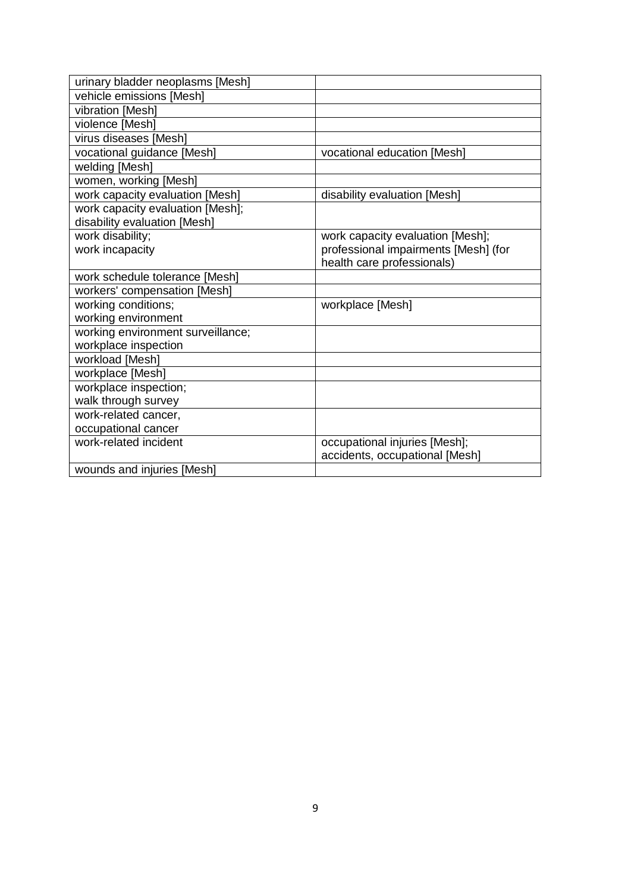| | |
|---|---|
| urinary bladder neoplasms [Mesh] | |
| vehicle emissions [Mesh] | |
| vibration [Mesh] | |
| violence [Mesh] | |
| virus diseases [Mesh] | |
| vocational guidance [Mesh] | vocational education [Mesh] |
| welding [Mesh] | |
| women, working [Mesh] | |
| work capacity evaluation [Mesh] | disability evaluation [Mesh] |
| work capacity evaluation [Mesh];<br>disability evaluation [Mesh] | |
| work disability;<br>work incapacity | work capacity evaluation [Mesh];<br>professional impairments [Mesh] (for health care professionals) |
| work schedule tolerance [Mesh] | |
| workers' compensation [Mesh] | |
| working conditions;<br>working environment | workplace [Mesh] |
| working environment surveillance;<br>workplace inspection | |
| workload [Mesh] | |
| workplace [Mesh] | |
| workplace inspection;<br>walk through survey | |
| work-related cancer,<br>occupational cancer | |
| work-related incident | occupational injuries [Mesh];<br>accidents, occupational [Mesh] |
| wounds and injuries [Mesh] | |